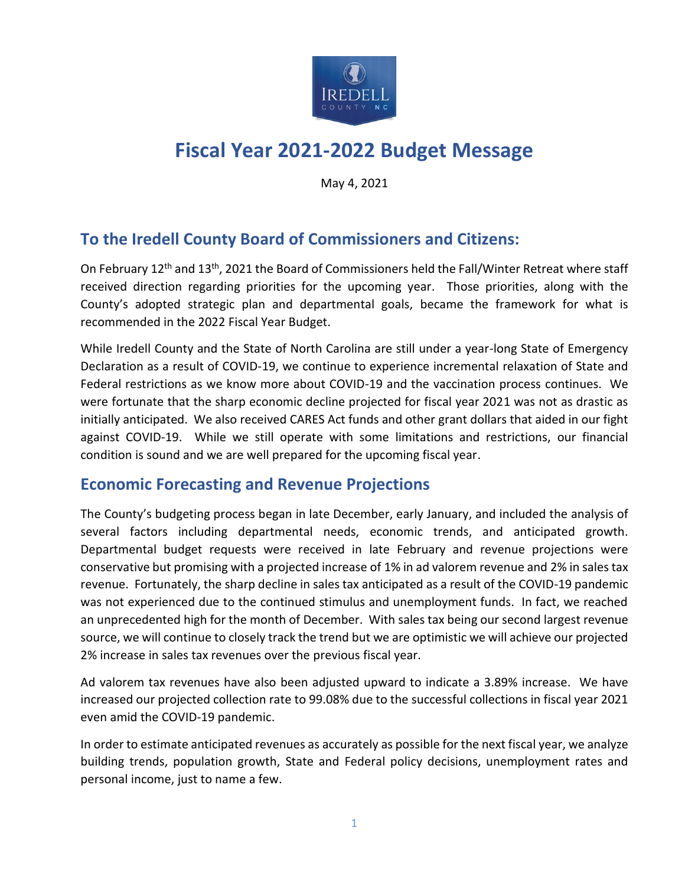IREDELL
COUNTY · NC

# Fiscal Year 2021-2022 Budget Message

May 4, 2021

## To the Iredell County Board of Commissioners and Citizens:

On February 12th and 13th, 2021 the Board of Commissioners held the Fall/Winter Retreat where staff received direction regarding priorities for the upcoming year. Those priorities, along with the County's adopted strategic plan and departmental goals, became the framework for what is recommended in the 2022 Fiscal Year Budget.

While Iredell County and the State of North Carolina are still under a year-long State of Emergency Declaration as a result of COVID-19, we continue to experience incremental relaxation of State and Federal restrictions as we know more about COVID-19 and the vaccination process continues. We were fortunate that the sharp economic decline projected for fiscal year 2021 was not as drastic as initially anticipated. We also received CARES Act funds and other grant dollars that aided in our fight against COVID-19. While we still operate with some limitations and restrictions, our financial condition is sound and we are well prepared for the upcoming fiscal year.

## Economic Forecasting and Revenue Projections

The County's budgeting process began in late December, early January, and included the analysis of several factors including departmental needs, economic trends, and anticipated growth. Departmental budget requests were received in late February and revenue projections were conservative but promising with a projected increase of 1% in ad valorem revenue and 2% in sales tax revenue. Fortunately, the sharp decline in sales tax anticipated as a result of the COVID-19 pandemic was not experienced due to the continued stimulus and unemployment funds. In fact, we reached an unprecedented high for the month of December. With sales tax being our second largest revenue source, we will continue to closely track the trend but we are optimistic we will achieve our projected 2% increase in sales tax revenues over the previous fiscal year.

Ad valorem tax revenues have also been adjusted upward to indicate a 3.89% increase. We have increased our projected collection rate to 99.08% due to the successful collections in fiscal year 2021 even amid the COVID-19 pandemic.

In order to estimate anticipated revenues as accurately as possible for the next fiscal year, we analyze building trends, population growth, State and Federal policy decisions, unemployment rates and personal income, just to name a few.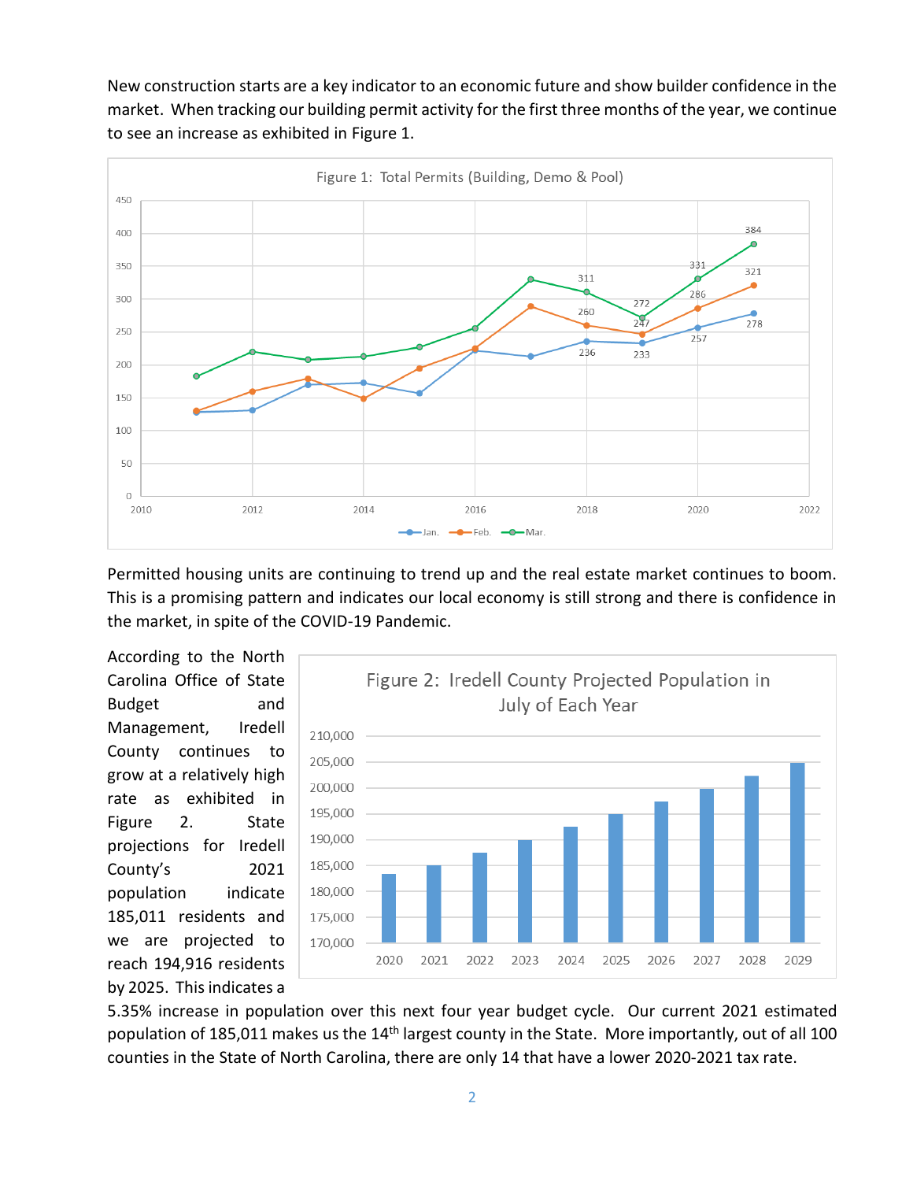New construction starts are a key indicator to an economic future and show builder confidence in the market. When tracking our building permit activity for the first three months of the year, we continue to see an increase as exhibited in Figure 1.

Figure 1: Total Permits (Building, Demo & Pool)

Permitted housing units are continuing to trend up and the real estate market continues to boom. This is a promising pattern and indicates our local economy is still strong and there is confidence in the market, in spite of the COVID-19 Pandemic.

Figure 2: Iredell County Projected Population in July of Each Year

According to the North Carolina Office of State Budget and Management, Iredell County continues to grow at a relatively high rate as exhibited in Figure 2. State projections for Iredell County's 2021 population indicate 185,011 residents and we are projected to reach 194,916 residents by 2025. This indicates a 5.35% increase in population over this next four year budget cycle. Our current 2021 estimated population of 185,011 makes us the 14th largest county in the State. More importantly, out of all 100 counties in the State of North Carolina, there are only 14 that have a lower 2020-2021 tax rate.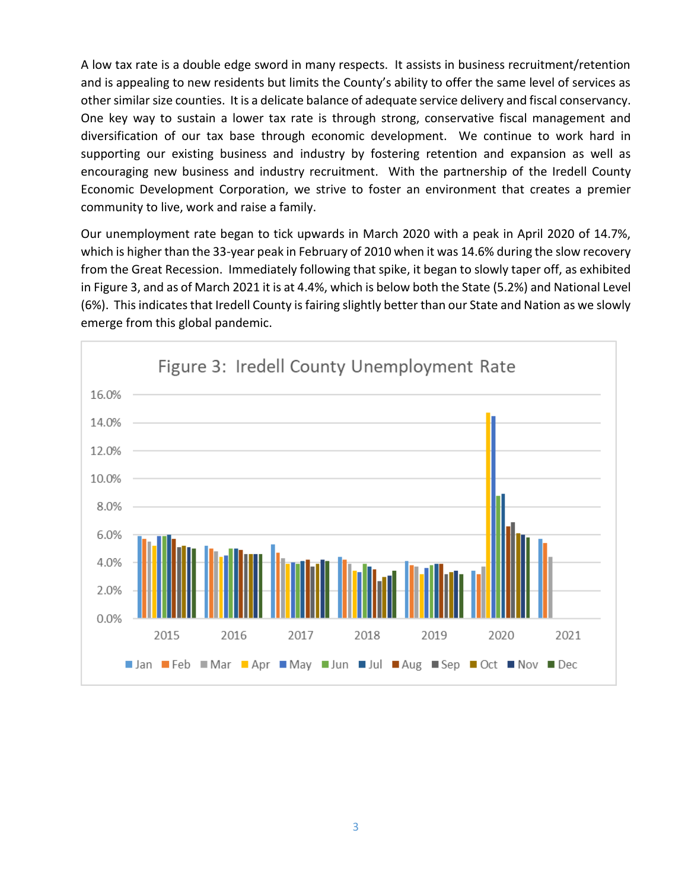A low tax rate is a double edge sword in many respects. It assists in business recruitment/retention and is appealing to new residents but limits the County's ability to offer the same level of services as other similar size counties. It is a delicate balance of adequate service delivery and fiscal conservancy. One key way to sustain a lower tax rate is through strong, conservative fiscal management and diversification of our tax base through economic development. We continue to work hard in supporting our existing business and industry by fostering retention and expansion as well as encouraging new business and industry recruitment. With the partnership of the Iredell County Economic Development Corporation, we strive to foster an environment that creates a premier community to live, work and raise a family.

Our unemployment rate began to tick upwards in March 2020 with a peak in April 2020 of 14.7%, which is higher than the 33-year peak in February of 2010 when it was 14.6% during the slow recovery from the Great Recession. Immediately following that spike, it began to slowly taper off, as exhibited in Figure 3, and as of March 2021 it is at 4.4%, which is below both the State (5.2%) and National Level (6%). This indicates that Iredell County is fairing slightly better than our State and Nation as we slowly emerge from this global pandemic.

Figure 3: Iredell County Unemployment Rate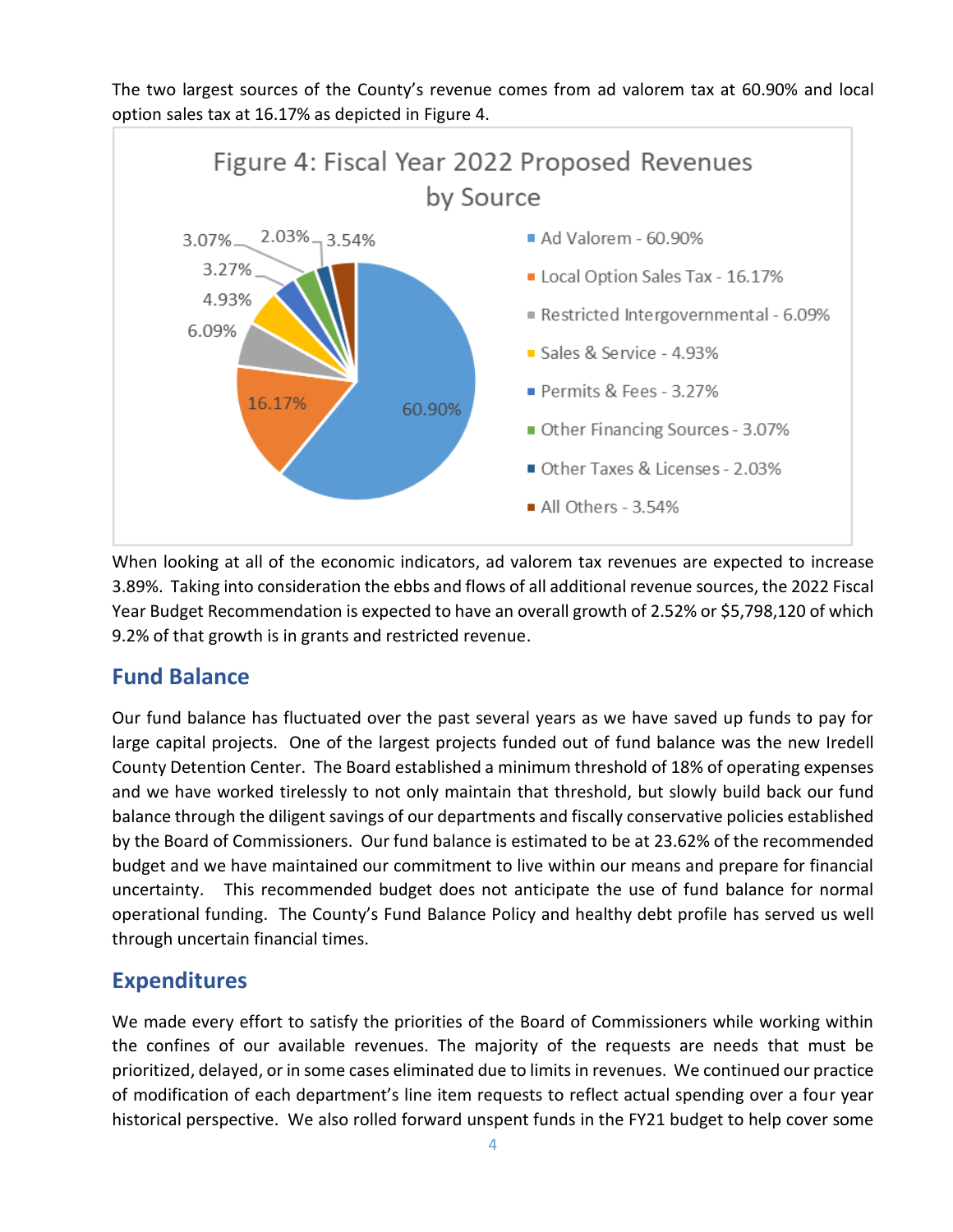The two largest sources of the County's revenue comes from ad valorem tax at 60.90% and local option sales tax at 16.17% as depicted in Figure 4.

**Figure 4: Fiscal Year 2022 Proposed Revenues by Source**

| Source | Percentage |
|---|---|
| Ad Valorem | 60.90% |
| Local Option Sales Tax | 16.17% |
| Restricted Intergovernmental | 6.09% |
| Sales & Service | 4.93% |
| Permits & Fees | 3.27% |
| Other Financing Sources | 3.07% |
| Other Taxes & Licenses | 2.03% |
| All Others | 3.54% |

When looking at all of the economic indicators, ad valorem tax revenues are expected to increase 3.89%. Taking into consideration the ebbs and flows of all additional revenue sources, the 2022 Fiscal Year Budget Recommendation is expected to have an overall growth of 2.52% or $5,798,120 of which 9.2% of that growth is in grants and restricted revenue.

## Fund Balance

Our fund balance has fluctuated over the past several years as we have saved up funds to pay for large capital projects. One of the largest projects funded out of fund balance was the new Iredell County Detention Center. The Board established a minimum threshold of 18% of operating expenses and we have worked tirelessly to not only maintain that threshold, but slowly build back our fund balance through the diligent savings of our departments and fiscally conservative policies established by the Board of Commissioners. Our fund balance is estimated to be at 23.62% of the recommended budget and we have maintained our commitment to live within our means and prepare for financial uncertainty. This recommended budget does not anticipate the use of fund balance for normal operational funding. The County's Fund Balance Policy and healthy debt profile has served us well through uncertain financial times.

## Expenditures

We made every effort to satisfy the priorities of the Board of Commissioners while working within the confines of our available revenues. The majority of the requests are needs that must be prioritized, delayed, or in some cases eliminated due to limits in revenues. We continued our practice of modification of each department's line item requests to reflect actual spending over a four year historical perspective. We also rolled forward unspent funds in the FY21 budget to help cover some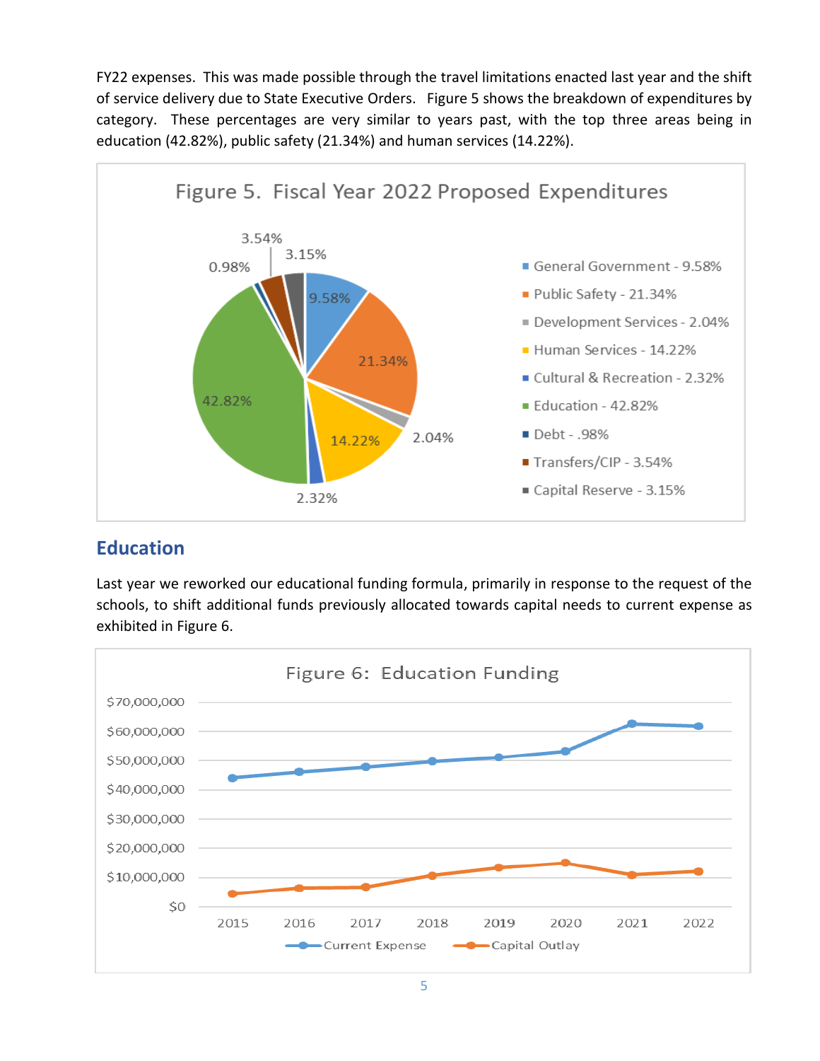FY22 expenses. This was made possible through the travel limitations enacted last year and the shift of service delivery due to State Executive Orders. Figure 5 shows the breakdown of expenditures by category. These percentages are very similar to years past, with the top three areas being in education (42.82%), public safety (21.34%) and human services (14.22%).

Figure 5. Fiscal Year 2022 Proposed Expenditures

- General Government - 9.58%
- Public Safety - 21.34%
- Development Services - 2.04%
- Human Services - 14.22%
- Cultural & Recreation - 2.32%
- Education - 42.82%
- Debt - .98%
- Transfers/CIP - 3.54%
- Capital Reserve - 3.15%

## Education

Last year we reworked our educational funding formula, primarily in response to the request of the schools, to shift additional funds previously allocated towards capital needs to current expense as exhibited in Figure 6.

Figure 6: Education Funding

Legend: Current Expense, Capital Outlay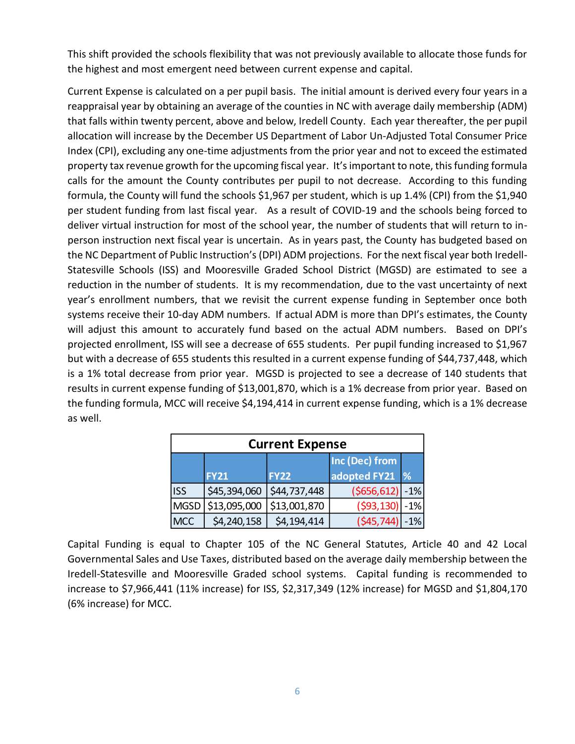This shift provided the schools flexibility that was not previously available to allocate those funds for the highest and most emergent need between current expense and capital.

Current Expense is calculated on a per pupil basis. The initial amount is derived every four years in a reappraisal year by obtaining an average of the counties in NC with average daily membership (ADM) that falls within twenty percent, above and below, Iredell County. Each year thereafter, the per pupil allocation will increase by the December US Department of Labor Un-Adjusted Total Consumer Price Index (CPI), excluding any one-time adjustments from the prior year and not to exceed the estimated property tax revenue growth for the upcoming fiscal year. It's important to note, this funding formula calls for the amount the County contributes per pupil to not decrease. According to this funding formula, the County will fund the schools $1,967 per student, which is up 1.4% (CPI) from the $1,940 per student funding from last fiscal year. As a result of COVID-19 and the schools being forced to deliver virtual instruction for most of the school year, the number of students that will return to in-person instruction next fiscal year is uncertain. As in years past, the County has budgeted based on the NC Department of Public Instruction's (DPI) ADM projections. For the next fiscal year both Iredell-Statesville Schools (ISS) and Mooresville Graded School District (MGSD) are estimated to see a reduction in the number of students. It is my recommendation, due to the vast uncertainty of next year's enrollment numbers, that we revisit the current expense funding in September once both systems receive their 10-day ADM numbers. If actual ADM is more than DPI's estimates, the County will adjust this amount to accurately fund based on the actual ADM numbers. Based on DPI's projected enrollment, ISS will see a decrease of 655 students. Per pupil funding increased to $1,967 but with a decrease of 655 students this resulted in a current expense funding of $44,737,448, which is a 1% total decrease from prior year. MGSD is projected to see a decrease of 140 students that results in current expense funding of $13,001,870, which is a 1% decrease from prior year. Based on the funding formula, MCC will receive $4,194,414 in current expense funding, which is a 1% decrease as well.

| Current Expense | | | | |
|---|---|---|---|---|
| | FY21 | FY22 | Inc (Dec) from adopted FY21 | % |
| ISS | $45,394,060 | $44,737,448 | ($656,612) | -1% |
| MGSD | $13,095,000 | $13,001,870 | ($93,130) | -1% |
| MCC | $4,240,158 | $4,194,414 | ($45,744) | -1% |

Capital Funding is equal to Chapter 105 of the NC General Statutes, Article 40 and 42 Local Governmental Sales and Use Taxes, distributed based on the average daily membership between the Iredell-Statesville and Mooresville Graded school systems. Capital funding is recommended to increase to $7,966,441 (11% increase) for ISS, $2,317,349 (12% increase) for MGSD and $1,804,170 (6% increase) for MCC.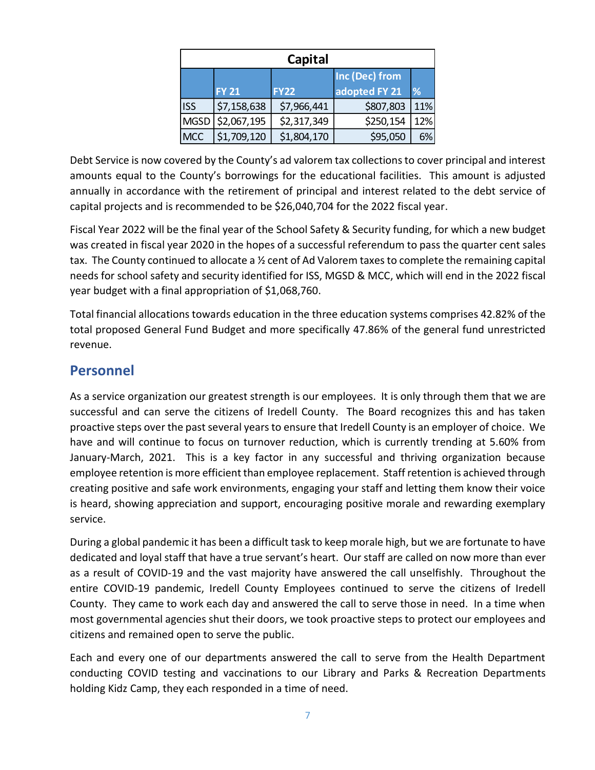| Capital | | | | |
|---|---|---|---|---|
| | FY 21 | FY22 | Inc (Dec) from adopted FY 21 | % |
| ISS | $7,158,638 | $7,966,441 | $807,803 | 11% |
| MGSD | $2,067,195 | $2,317,349 | $250,154 | 12% |
| MCC | $1,709,120 | $1,804,170 | $95,050 | 6% |

Debt Service is now covered by the County's ad valorem tax collections to cover principal and interest amounts equal to the County's borrowings for the educational facilities. This amount is adjusted annually in accordance with the retirement of principal and interest related to the debt service of capital projects and is recommended to be $26,040,704 for the 2022 fiscal year.

Fiscal Year 2022 will be the final year of the School Safety & Security funding, for which a new budget was created in fiscal year 2020 in the hopes of a successful referendum to pass the quarter cent sales tax. The County continued to allocate a ½ cent of Ad Valorem taxes to complete the remaining capital needs for school safety and security identified for ISS, MGSD & MCC, which will end in the 2022 fiscal year budget with a final appropriation of $1,068,760.

Total financial allocations towards education in the three education systems comprises 42.82% of the total proposed General Fund Budget and more specifically 47.86% of the general fund unrestricted revenue.

## Personnel

As a service organization our greatest strength is our employees. It is only through them that we are successful and can serve the citizens of Iredell County. The Board recognizes this and has taken proactive steps over the past several years to ensure that Iredell County is an employer of choice. We have and will continue to focus on turnover reduction, which is currently trending at 5.60% from January-March, 2021. This is a key factor in any successful and thriving organization because employee retention is more efficient than employee replacement. Staff retention is achieved through creating positive and safe work environments, engaging your staff and letting them know their voice is heard, showing appreciation and support, encouraging positive morale and rewarding exemplary service.

During a global pandemic it has been a difficult task to keep morale high, but we are fortunate to have dedicated and loyal staff that have a true servant's heart. Our staff are called on now more than ever as a result of COVID-19 and the vast majority have answered the call unselfishly. Throughout the entire COVID-19 pandemic, Iredell County Employees continued to serve the citizens of Iredell County. They came to work each day and answered the call to serve those in need. In a time when most governmental agencies shut their doors, we took proactive steps to protect our employees and citizens and remained open to serve the public.

Each and every one of our departments answered the call to serve from the Health Department conducting COVID testing and vaccinations to our Library and Parks & Recreation Departments holding Kidz Camp, they each responded in a time of need.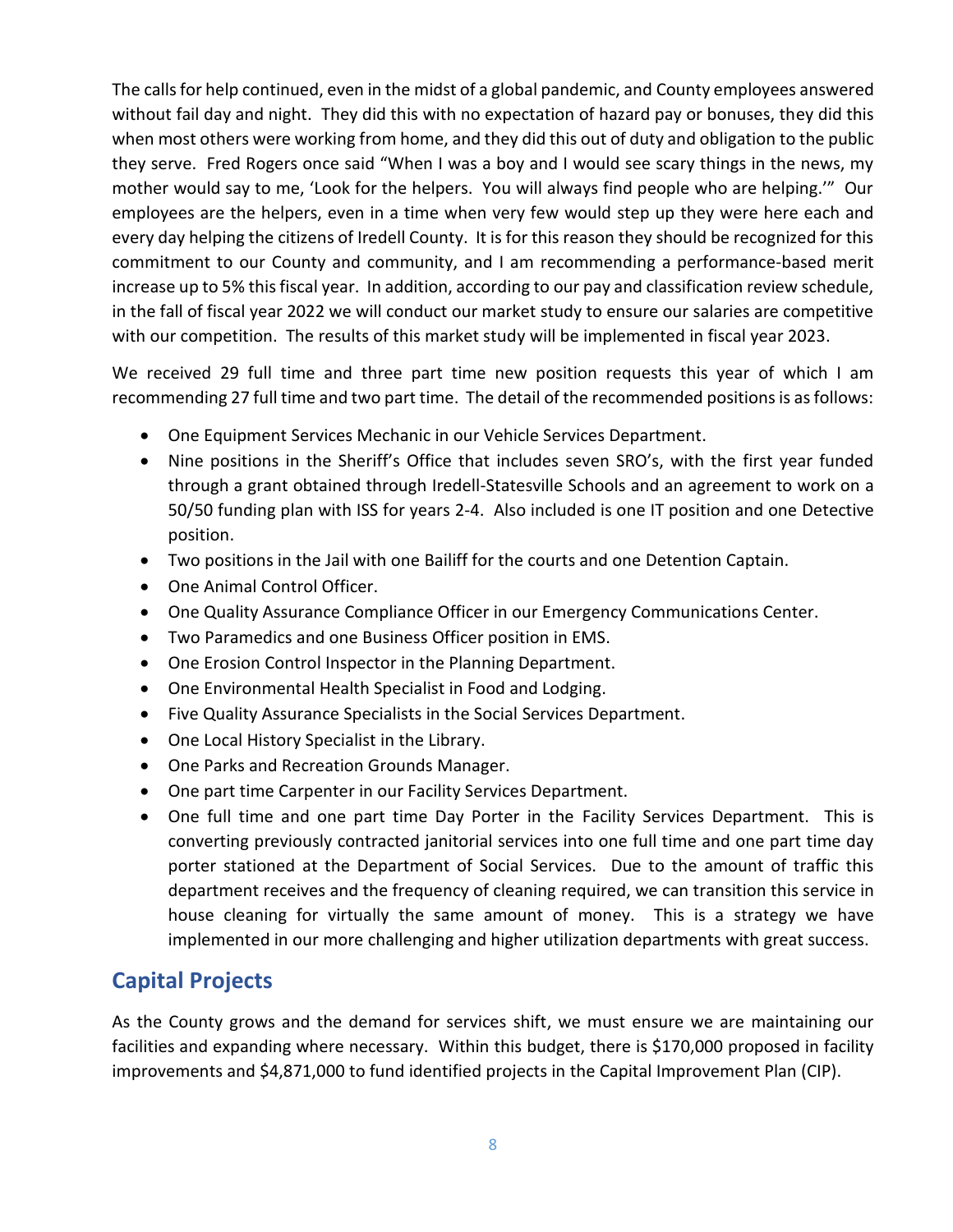The calls for help continued, even in the midst of a global pandemic, and County employees answered without fail day and night. They did this with no expectation of hazard pay or bonuses, they did this when most others were working from home, and they did this out of duty and obligation to the public they serve. Fred Rogers once said "When I was a boy and I would see scary things in the news, my mother would say to me, 'Look for the helpers. You will always find people who are helping.'" Our employees are the helpers, even in a time when very few would step up they were here each and every day helping the citizens of Iredell County. It is for this reason they should be recognized for this commitment to our County and community, and I am recommending a performance-based merit increase up to 5% this fiscal year. In addition, according to our pay and classification review schedule, in the fall of fiscal year 2022 we will conduct our market study to ensure our salaries are competitive with our competition. The results of this market study will be implemented in fiscal year 2023.

We received 29 full time and three part time new position requests this year of which I am recommending 27 full time and two part time. The detail of the recommended positions is as follows:

- One Equipment Services Mechanic in our Vehicle Services Department.
- Nine positions in the Sheriff's Office that includes seven SRO's, with the first year funded through a grant obtained through Iredell-Statesville Schools and an agreement to work on a 50/50 funding plan with ISS for years 2-4. Also included is one IT position and one Detective position.
- Two positions in the Jail with one Bailiff for the courts and one Detention Captain.
- One Animal Control Officer.
- One Quality Assurance Compliance Officer in our Emergency Communications Center.
- Two Paramedics and one Business Officer position in EMS.
- One Erosion Control Inspector in the Planning Department.
- One Environmental Health Specialist in Food and Lodging.
- Five Quality Assurance Specialists in the Social Services Department.
- One Local History Specialist in the Library.
- One Parks and Recreation Grounds Manager.
- One part time Carpenter in our Facility Services Department.
- One full time and one part time Day Porter in the Facility Services Department. This is converting previously contracted janitorial services into one full time and one part time day porter stationed at the Department of Social Services. Due to the amount of traffic this department receives and the frequency of cleaning required, we can transition this service in house cleaning for virtually the same amount of money. This is a strategy we have implemented in our more challenging and higher utilization departments with great success.

## Capital Projects

As the County grows and the demand for services shift, we must ensure we are maintaining our facilities and expanding where necessary. Within this budget, there is $170,000 proposed in facility improvements and $4,871,000 to fund identified projects in the Capital Improvement Plan (CIP).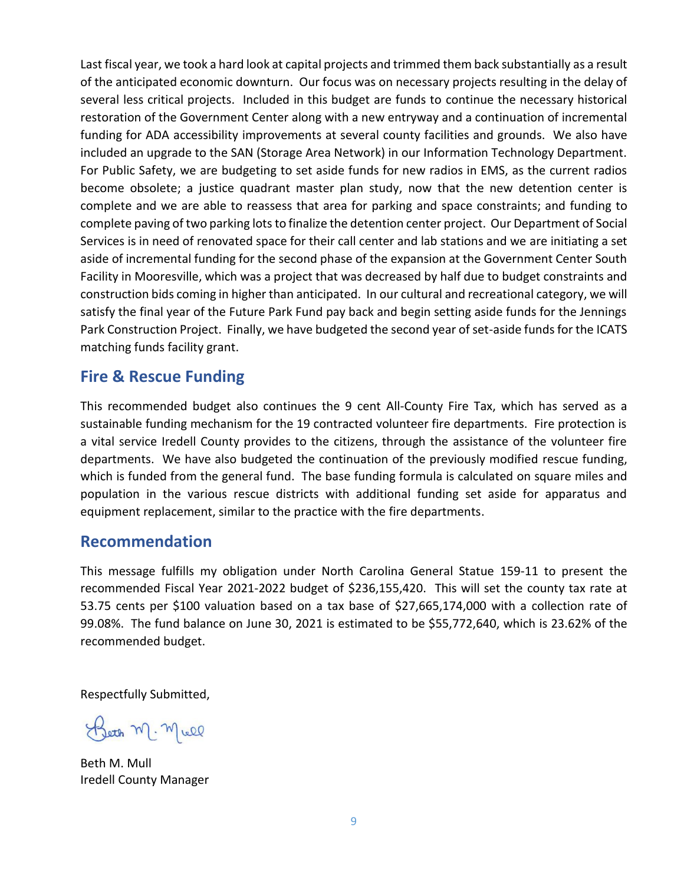Last fiscal year, we took a hard look at capital projects and trimmed them back substantially as a result of the anticipated economic downturn. Our focus was on necessary projects resulting in the delay of several less critical projects. Included in this budget are funds to continue the necessary historical restoration of the Government Center along with a new entryway and a continuation of incremental funding for ADA accessibility improvements at several county facilities and grounds. We also have included an upgrade to the SAN (Storage Area Network) in our Information Technology Department. For Public Safety, we are budgeting to set aside funds for new radios in EMS, as the current radios become obsolete; a justice quadrant master plan study, now that the new detention center is complete and we are able to reassess that area for parking and space constraints; and funding to complete paving of two parking lots to finalize the detention center project. Our Department of Social Services is in need of renovated space for their call center and lab stations and we are initiating a set aside of incremental funding for the second phase of the expansion at the Government Center South Facility in Mooresville, which was a project that was decreased by half due to budget constraints and construction bids coming in higher than anticipated. In our cultural and recreational category, we will satisfy the final year of the Future Park Fund pay back and begin setting aside funds for the Jennings Park Construction Project. Finally, we have budgeted the second year of set-aside funds for the ICATS matching funds facility grant.

## Fire & Rescue Funding

This recommended budget also continues the 9 cent All-County Fire Tax, which has served as a sustainable funding mechanism for the 19 contracted volunteer fire departments. Fire protection is a vital service Iredell County provides to the citizens, through the assistance of the volunteer fire departments. We have also budgeted the continuation of the previously modified rescue funding, which is funded from the general fund. The base funding formula is calculated on square miles and population in the various rescue districts with additional funding set aside for apparatus and equipment replacement, similar to the practice with the fire departments.

## Recommendation

This message fulfills my obligation under North Carolina General Statue 159-11 to present the recommended Fiscal Year 2021-2022 budget of $236,155,420. This will set the county tax rate at 53.75 cents per $100 valuation based on a tax base of $27,665,174,000 with a collection rate of 99.08%. The fund balance on June 30, 2021 is estimated to be $55,772,640, which is 23.62% of the recommended budget.

Respectfully Submitted,

Beth M. Mull

Beth M. Mull
Iredell County Manager